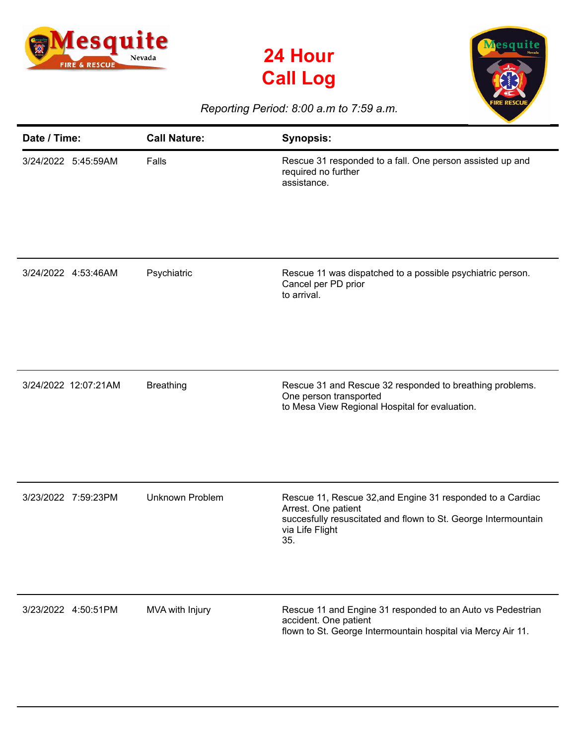# 24 Hour Call Log

*Reporting Period: 8:00 a.m to 7:59 a.m.*

| Date / Time: | Call Nature: | Synopsis: |
|---|---|---|
| 3/24/2022 5:45:59AM | Falls | Rescue 31 responded to a fall. One person assisted up and required no further assistance. |
| 3/24/2022 4:53:46AM | Psychiatric | Rescue 11 was dispatched to a possible psychiatric person. Cancel per PD prior to arrival. |
| 3/24/2022 12:07:21AM | Breathing | Rescue 31 and Rescue 32 responded to breathing problems. One person transported to Mesa View Regional Hospital for evaluation. |
| 3/23/2022 7:59:23PM | Unknown Problem | Rescue 11, Rescue 32,and Engine 31 responded to a Cardiac Arrest. One patient succesfully resuscitated and flown to St. George Intermountain via Life Flight 35. |
| 3/23/2022 4:50:51PM | MVA with Injury | Rescue 11 and Engine 31 responded to an Auto vs Pedestrian accident. One patient flown to St. George Intermountain hospital via Mercy Air 11. |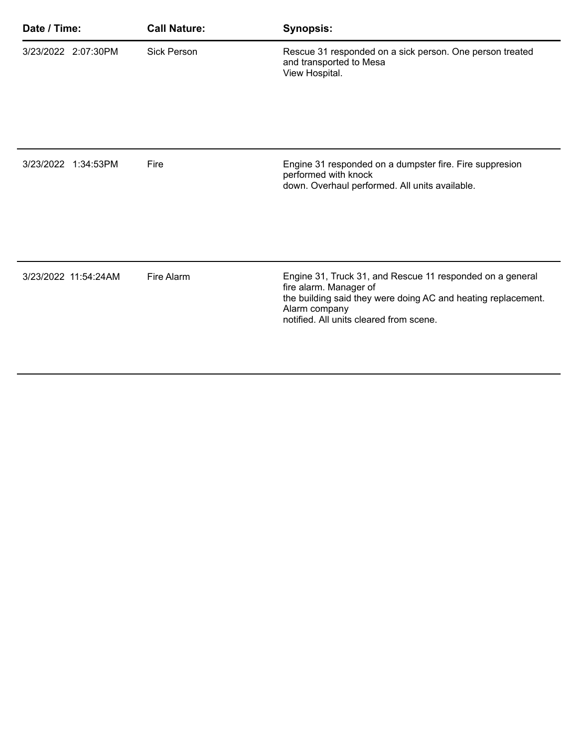| Date / Time: | Call Nature: | Synopsis: |
|---|---|---|
| 3/23/2022 2:07:30PM | Sick Person | Rescue 31 responded on a sick person. One person treated and transported to Mesa View Hospital. |
| 3/23/2022 1:34:53PM | Fire | Engine 31 responded on a dumpster fire. Fire suppresion performed with knock down. Overhaul performed. All units available. |
| 3/23/2022 11:54:24AM | Fire Alarm | Engine 31, Truck 31, and Rescue 11 responded on a general fire alarm. Manager of the building said they were doing AC and heating replacement. Alarm company notified. All units cleared from scene. |